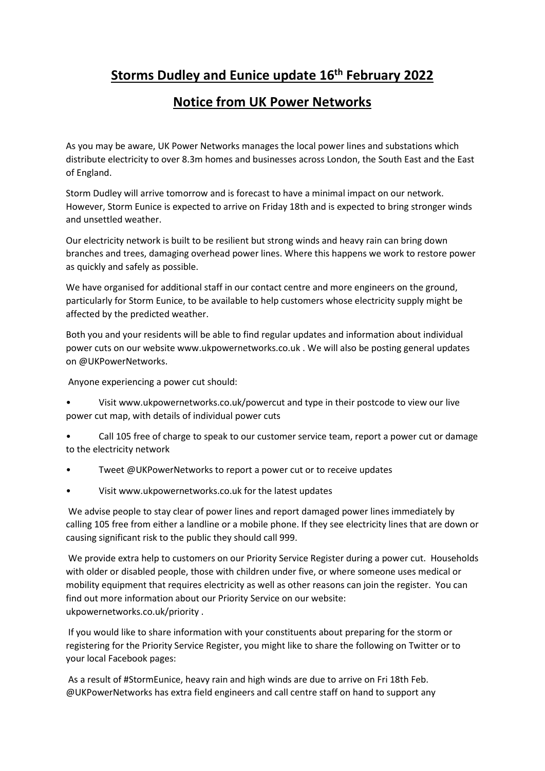## Storms Dudley and Eunice update 16th February 2022

## Notice from UK Power Networks

As you may be aware, UK Power Networks manages the local power lines and substations which distribute electricity to over 8.3m homes and businesses across London, the South East and the East of England.

Storm Dudley will arrive tomorrow and is forecast to have a minimal impact on our network. However, Storm Eunice is expected to arrive on Friday 18th and is expected to bring stronger winds and unsettled weather.

Our electricity network is built to be resilient but strong winds and heavy rain can bring down branches and trees, damaging overhead power lines. Where this happens we work to restore power as quickly and safely as possible.

We have organised for additional staff in our contact centre and more engineers on the ground, particularly for Storm Eunice, to be available to help customers whose electricity supply might be affected by the predicted weather.

Both you and your residents will be able to find regular updates and information about individual power cuts on our website www.ukpowernetworks.co.uk . We will also be posting general updates on @UKPowerNetworks.

Anyone experiencing a power cut should:

- Visit www.ukpowernetworks.co.uk/powercut and type in their postcode to view our live power cut map, with details of individual power cuts
- Call 105 free of charge to speak to our customer service team, report a power cut or damage to the electricity network
- Tweet @UKPowerNetworks to report a power cut or to receive updates
- Visit www.ukpowernetworks.co.uk for the latest updates

We advise people to stay clear of power lines and report damaged power lines immediately by calling 105 free from either a landline or a mobile phone. If they see electricity lines that are down or causing significant risk to the public they should call 999.

We provide extra help to customers on our Priority Service Register during a power cut. Households with older or disabled people, those with children under five, or where someone uses medical or mobility equipment that requires electricity as well as other reasons can join the register. You can find out more information about our Priority Service on our website: ukpowernetworks.co.uk/priority .

If you would like to share information with your constituents about preparing for the storm or registering for the Priority Service Register, you might like to share the following on Twitter or to your local Facebook pages:

As a result of #StormEunice, heavy rain and high winds are due to arrive on Fri 18th Feb. @UKPowerNetworks has extra field engineers and call centre staff on hand to support any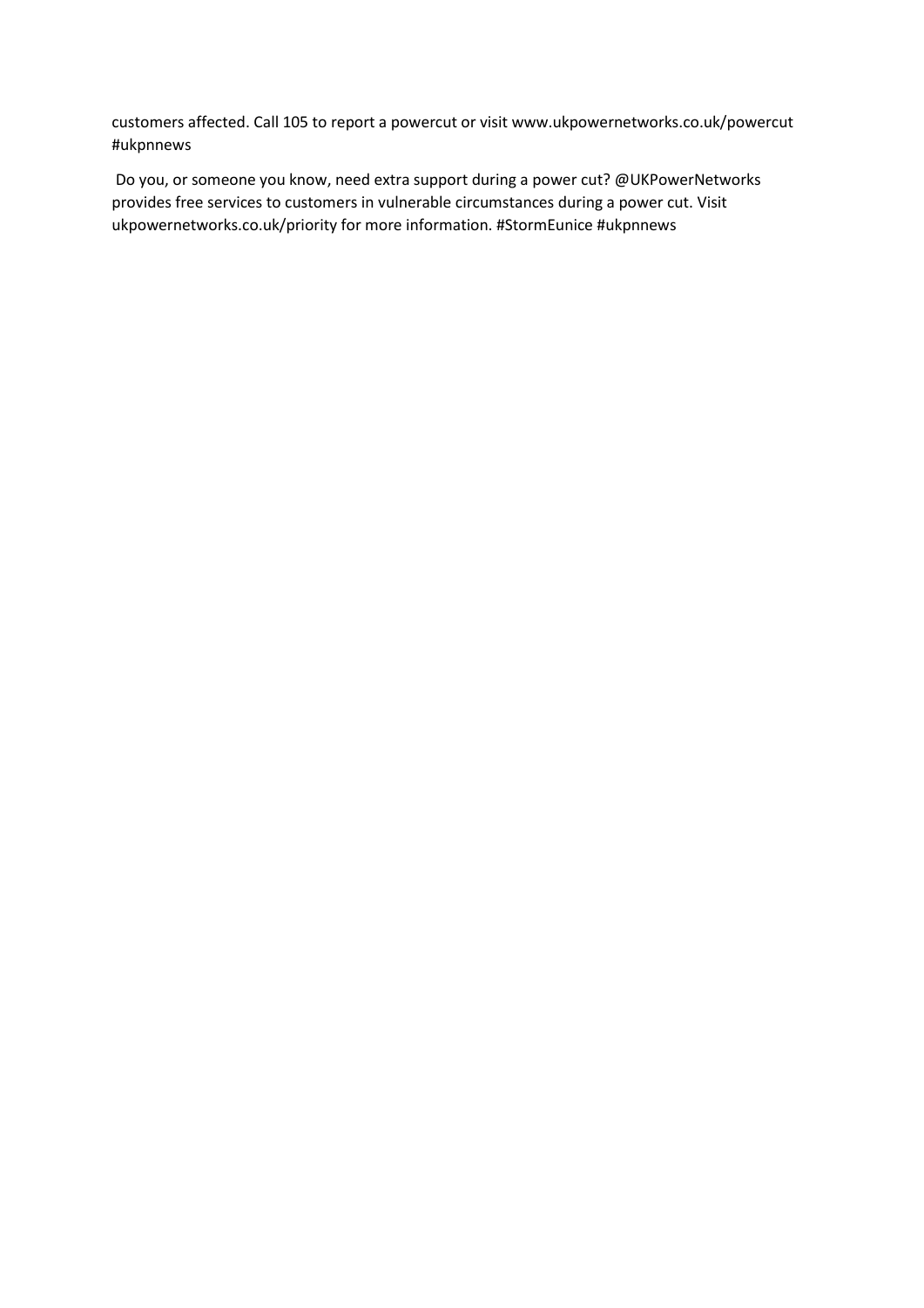customers affected. Call 105 to report a powercut or visit www.ukpowernetworks.co.uk/powercut #ukpnnews

Do you, or someone you know, need extra support during a power cut? @UKPowerNetworks provides free services to customers in vulnerable circumstances during a power cut. Visit ukpowernetworks.co.uk/priority for more information. #StormEunice #ukpnnews